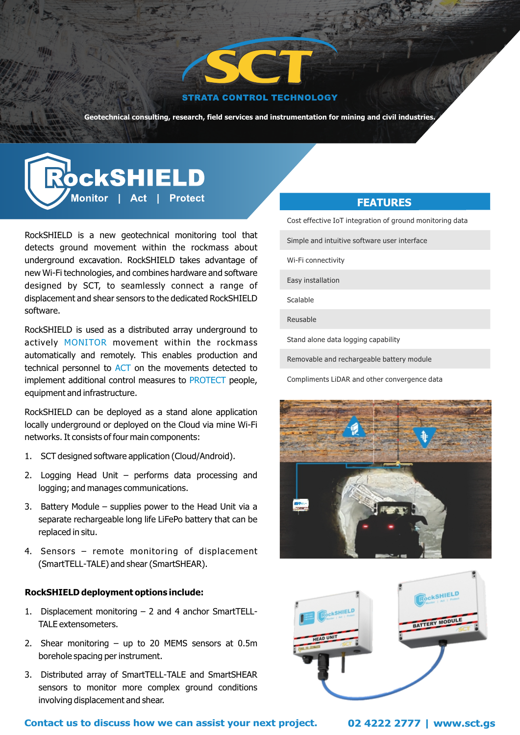# SCT

**STRATA CONTROL TECHNOLOGY**

**Geotechnical consulting, research, field services and instrumentation for mining and civil industries.**

# RockSHIELD

**Monitor | Act | Protect**

RockSHIELD is a new geotechnical monitoring tool that detects ground movement within the rockmass about underground excavation. RockSHIELD takes advantage of new Wi-Fi technologies, and combines hardware and software designed by SCT, to seamlessly connect a range of displacement and shear sensors to the dedicated RockSHIELD software.

RockSHIELD is used as a distributed array underground to actively MONITOR movement within the rockmass automatically and remotely. This enables production and technical personnel to ACT on the movements detected to implement additional control measures to PROTECT people, equipment and infrastructure.

RockSHIELD can be deployed as a stand alone application locally underground or deployed on the Cloud via mine Wi-Fi networks. It consists of four main components:

1. SCT designed software application (Cloud/Android).
2. Logging Head Unit – performs data processing and logging; and manages communications.
3. Battery Module – supplies power to the Head Unit via a separate rechargeable long life LiFePo battery that can be replaced in situ.
4. Sensors – remote monitoring of displacement (SmartTELL-TALE) and shear (SmartSHEAR).

**RockSHIELD deployment options include:**

1. Displacement monitoring – 2 and 4 anchor SmartTELL-TALE extensometers.
2. Shear monitoring – up to 20 MEMS sensors at 0.5m borehole spacing per instrument.
3. Distributed array of SmartTELL-TALE and SmartSHEAR sensors to monitor more complex ground conditions involving displacement and shear.

## FEATURES

- Cost effective IoT integration of ground monitoring data
- Simple and intuitive software user interface
- Wi-Fi connectivity
- Easy installation
- Scalable
- Reusable
- Stand alone data logging capability
- Removable and rechargeable battery module
- Compliments LiDAR and other convergence data

**Contact us to discuss how we can assist your next project.** **02 4222 2777 | www.sct.gs**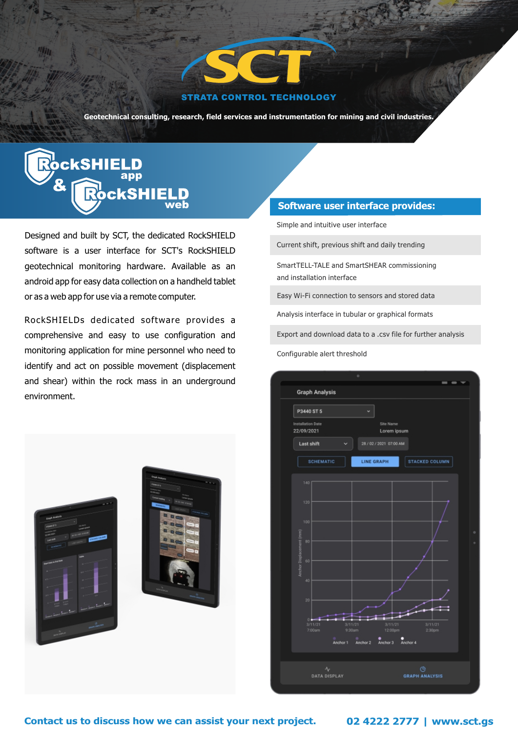# SCT

STRATA CONTROL TECHNOLOGY

Geotechnical consulting, research, field services and instrumentation for mining and civil industries.

## RockSHIELD app & RockSHIELD web

Designed and built by SCT, the dedicated RockSHIELD software is a user interface for SCT's RockSHIELD geotechnical monitoring hardware. Available as an android app for easy data collection on a handheld tablet or as a web app for use via a remote computer.

RockSHIELDs dedicated software provides a comprehensive and easy to use configuration and monitoring application for mine personnel who need to identify and act on possible movement (displacement and shear) within the rock mass in an underground environment.

## Software user interface provides:

- Simple and intuitive user interface
- Current shift, previous shift and daily trending
- SmartTELL-TALE and SmartSHEAR commissioning and installation interface
- Easy Wi-Fi connection to sensors and stored data
- Analysis interface in tubular or graphical formats
- Export and download data to a .csv file for further analysis
- Configurable alert threshold

Graph Analysis

P3440 ST 5

Installation Date 22/09/2021

Site Name Lorem ipsum

Last shift

28 / 02 / 2021 07:00 AM

SCHEMATIC

LINE GRAPH

STACKED COLUMN

Anchor Displacement (mm)

140

120

100

80

60

40

20

0

3/11/21 7:00am

3/11/21 9:30am

3/11/21 12:00pm

3/11/21 2:30pm

Anchor 1

Anchor 2

Anchor 3

Anchor 4

DATA DISPLAY

GRAPH ANALYSIS

**Contact us to discuss how we can assist your next project.** **02 4222 2777 | www.sct.gs**